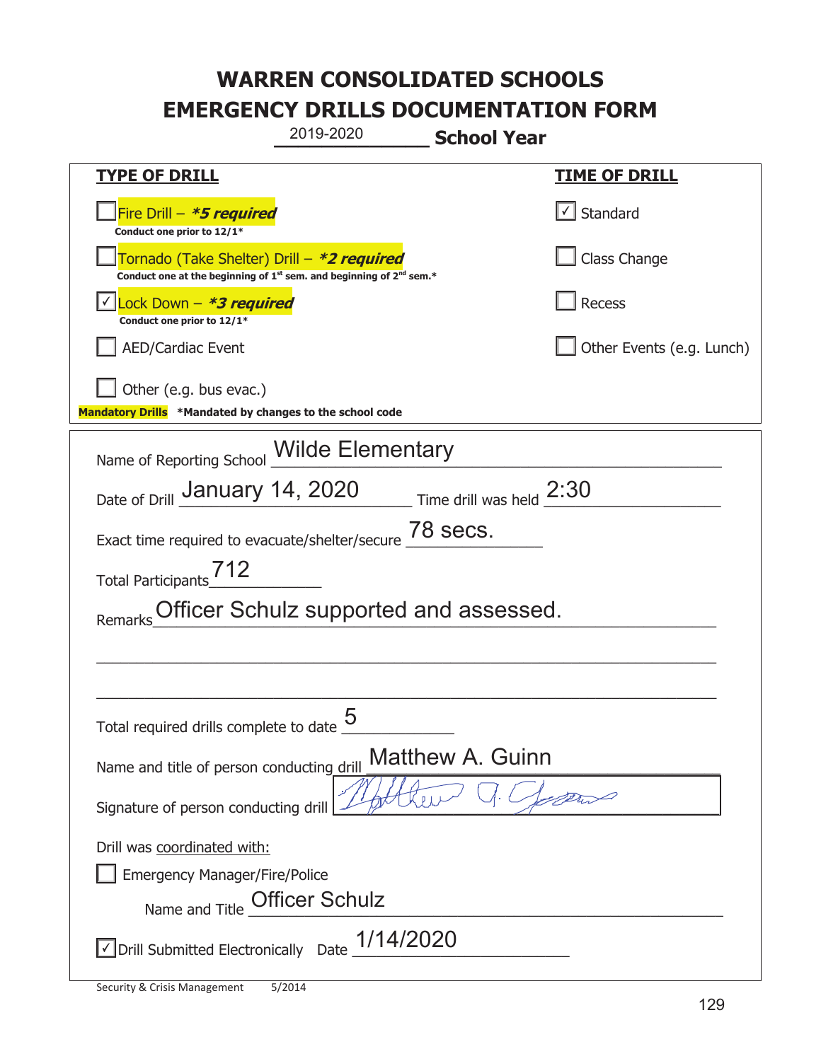# WARREN CONSOLIDATED SCHOOLS
# EMERGENCY DRILLS DOCUMENTATION FORM

2019-2020 **School Year**

| **TYPE OF DRILL** | **TIME OF DRILL** |
|---|---|
| ☐ Fire Drill – ***5 required*** <br> **Conduct one prior to 12/1*** | ☑ Standard |
| ☐ Tornado (Take Shelter) Drill – ***2 required*** <br> **Conduct one at the beginning of 1st sem. and beginning of 2nd sem.*** | ☐ Class Change |
| ☑ Lock Down – ***3 required*** <br> **Conduct one prior to 12/1*** | ☐ Recess |
| ☐ AED/Cardiac Event | ☐ Other Events (e.g. Lunch) |
| ☐ Other (e.g. bus evac.) | |

**Mandatory Drills** ***Mandated by changes to the school code**

Name of Reporting School: Wilde Elementary

Date of Drill: January 14, 2020 Time drill was held: 2:30

Exact time required to evacuate/shelter/secure: 78 secs.

Total Participants: 712

Remarks: Officer Schulz supported and assessed.

Total required drills complete to date: 5

Name and title of person conducting drill: Matthew A. Guinn

Signature of person conducting drill: [signature]

Drill was coordinated with:

☐ Emergency Manager/Fire/Police

Name and Title: Officer Schulz

☑ Drill Submitted Electronically Date: 1/14/2020

Security & Crisis Management 5/2014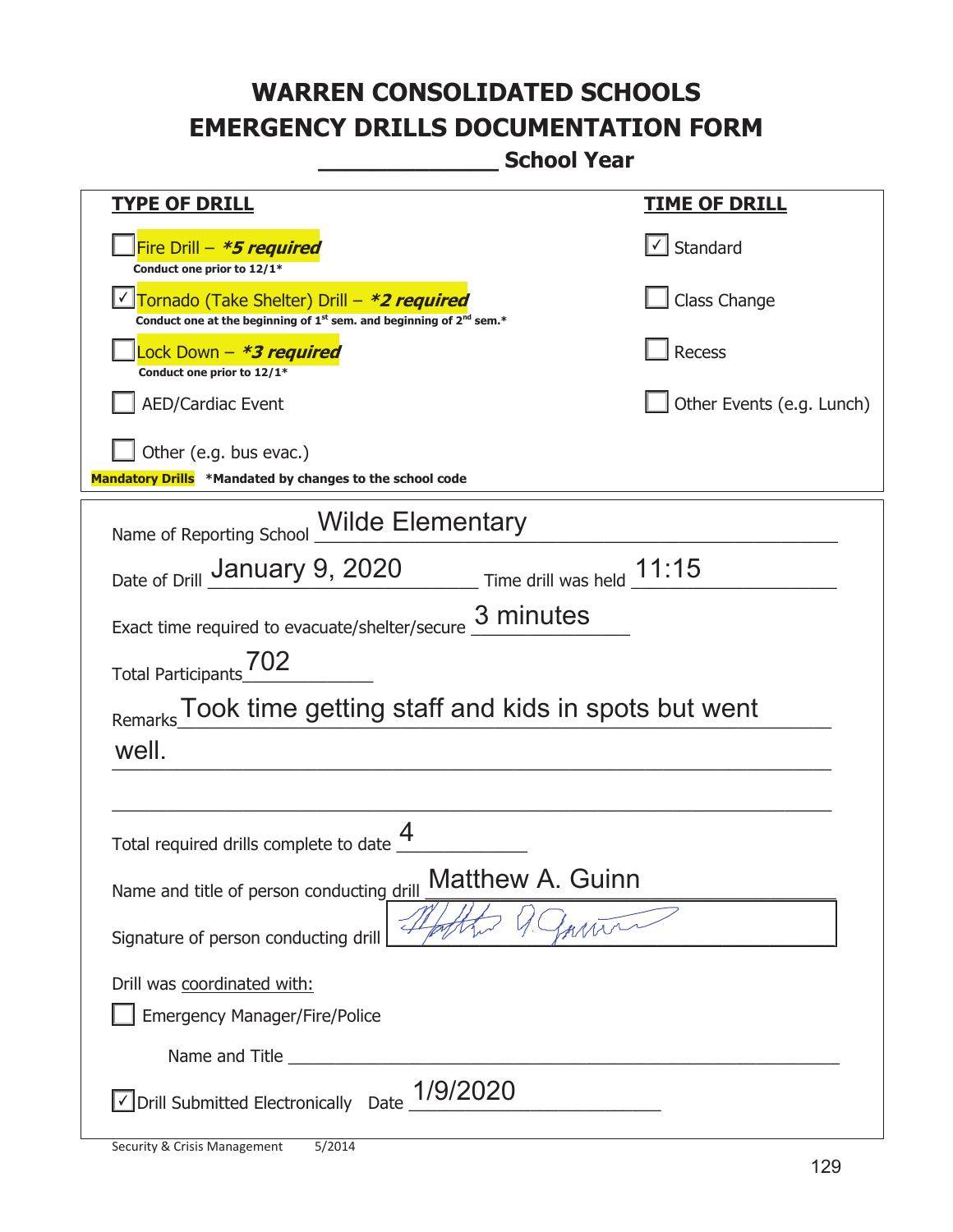# WARREN CONSOLIDATED SCHOOLS
# EMERGENCY DRILLS DOCUMENTATION FORM

_____________ School Year

| TYPE OF DRILL | TIME OF DRILL |
|---|---|
| ☐ Fire Drill – ***5 required** <br> Conduct one prior to 12/1* | ☑ Standard |
| ☑ Tornado (Take Shelter) Drill – ***2 required** <br> Conduct one at the beginning of 1st sem. and beginning of 2nd sem.* | ☐ Class Change |
| ☐ Lock Down – ***3 required** <br> Conduct one prior to 12/1* | ☐ Recess |
| ☐ AED/Cardiac Event | ☐ Other Events (e.g. Lunch) |
| ☐ Other (e.g. bus evac.) | |

**Mandatory Drills** ***Mandated by changes to the school code**

Name of Reporting School: Wilde Elementary

Date of Drill: January 9, 2020 Time drill was held: 11:15

Exact time required to evacuate/shelter/secure: 3 minutes

Total Participants: 702

Remarks: Took time getting staff and kids in spots but went well.

Total required drills complete to date: 4

Name and title of person conducting drill: Matthew A. Guinn

Signature of person conducting drill: [signature]

Drill was coordinated with:

☐ Emergency Manager/Fire/Police

Name and Title ___________________________

☑ Drill Submitted Electronically Date: 1/9/2020

Security & Crisis Management 5/2014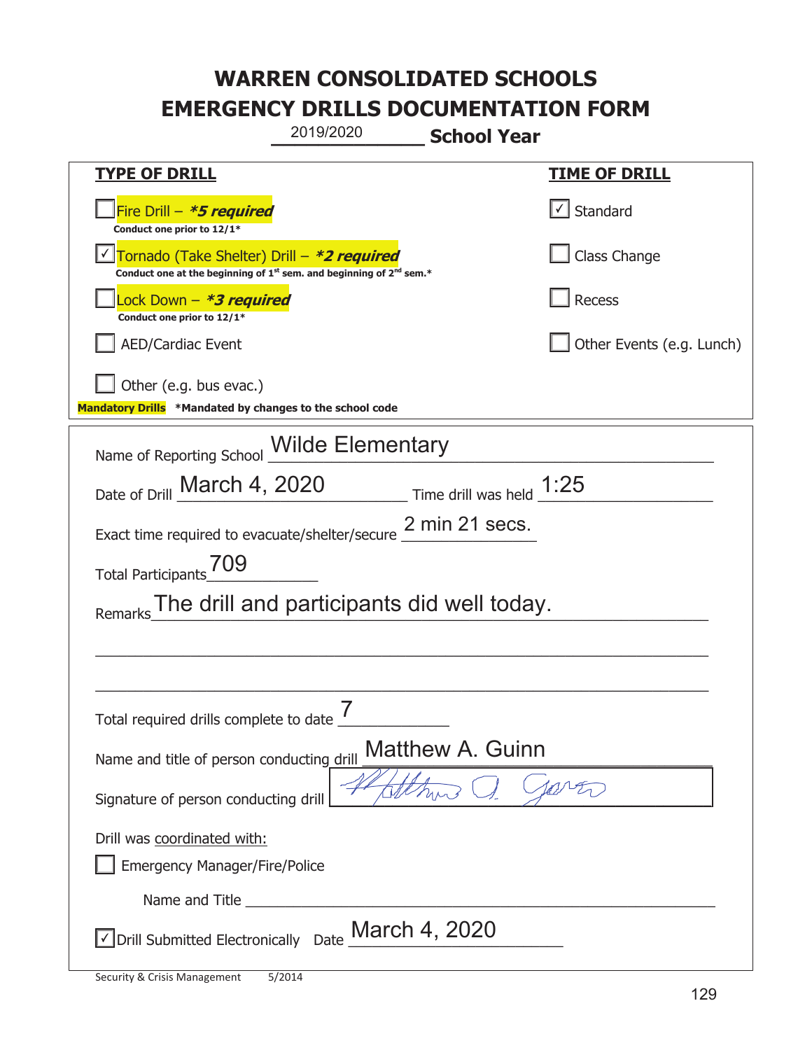# WARREN CONSOLIDATED SCHOOLS
# EMERGENCY DRILLS DOCUMENTATION FORM

2019/2020 **School Year**

| **TYPE OF DRILL** | **TIME OF DRILL** |
|---|---|
| ☐ Fire Drill – ***5 required*** <br> **Conduct one prior to 12/1*** | ☑ Standard |
| ☑ Tornado (Take Shelter) Drill – ***2 required*** <br> **Conduct one at the beginning of 1st sem. and beginning of 2nd sem.*** | ☐ Class Change |
| ☐ Lock Down – ***3 required*** <br> **Conduct one prior to 12/1*** | ☐ Recess |
| ☐ AED/Cardiac Event | ☐ Other Events (e.g. Lunch) |
| ☐ Other (e.g. bus evac.) | |

**Mandatory Drills** **\*Mandated by changes to the school code**

Name of Reporting School: Wilde Elementary

Date of Drill: March 4, 2020 Time drill was held: 1:25

Exact time required to evacuate/shelter/secure: 2 min 21 secs.

Total Participants: 709

Remarks: The drill and participants did well today.

Total required drills complete to date: 7

Name and title of person conducting drill: Matthew A. Guinn

Signature of person conducting drill: [signature]

Drill was coordinated with:

☐ Emergency Manager/Fire/Police

Name and Title: ____________________

☑ Drill Submitted Electronically Date: March 4, 2020

Security & Crisis Management 5/2014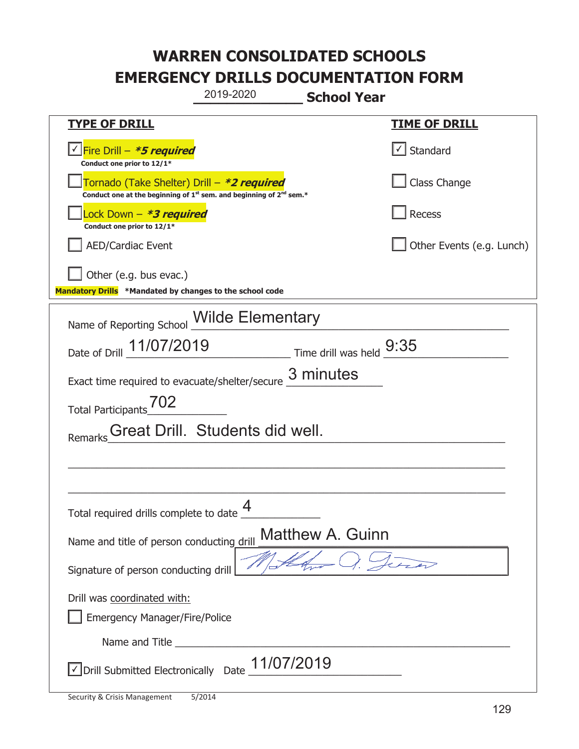# WARREN CONSOLIDATED SCHOOLS
# EMERGENCY DRILLS DOCUMENTATION FORM

2019-2020 **School Year**

| TYPE OF DRILL | TIME OF DRILL |
|---|---|
| ☑ Fire Drill – ***5 required*** <br> **Conduct one prior to 12/1*** | ☑ Standard |
| ☐ Tornado (Take Shelter) Drill – ***2 required*** <br> **Conduct one at the beginning of 1st sem. and beginning of 2nd sem.*** | ☐ Class Change |
| ☐ Lock Down – ***3 required*** <br> **Conduct one prior to 12/1*** | ☐ Recess |
| ☐ AED/Cardiac Event | ☐ Other Events (e.g. Lunch) |
| ☐ Other (e.g. bus evac.) | |

**Mandatory Drills** **\*Mandated by changes to the school code**

Name of Reporting School: Wilde Elementary

Date of Drill: 11/07/2019 Time drill was held: 9:35

Exact time required to evacuate/shelter/secure: 3 minutes

Total Participants: 702

Remarks: Great Drill. Students did well.

Total required drills complete to date: 4

Name and title of person conducting drill: Matthew A. Guinn

Signature of person conducting drill: [signature]

Drill was coordinated with:

☐ Emergency Manager/Fire/Police

Name and Title ______________________

☑ Drill Submitted Electronically Date: 11/07/2019

Security & Crisis Management 5/2014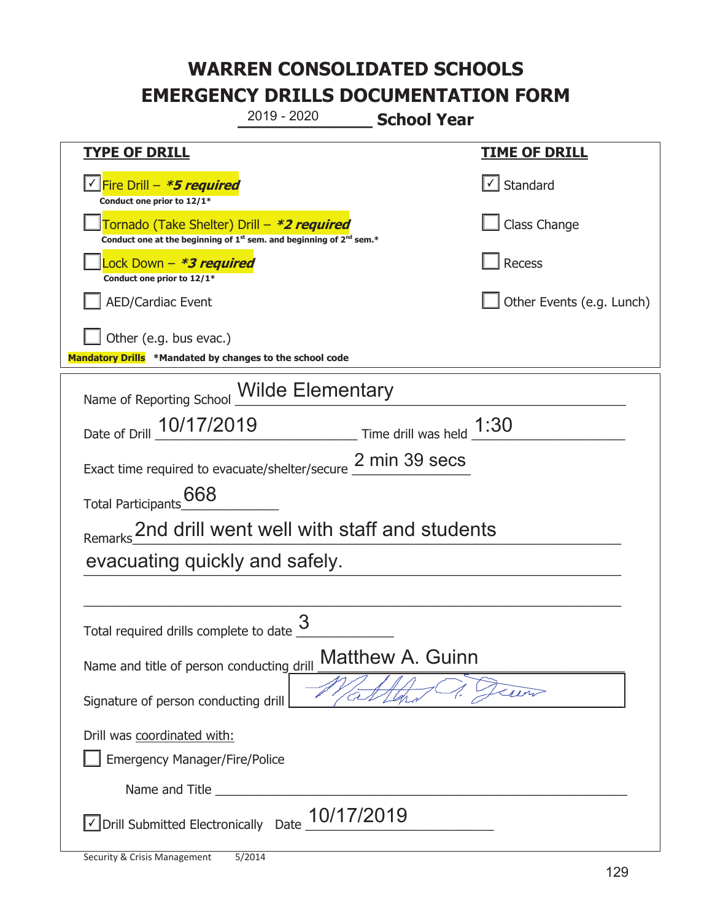# WARREN CONSOLIDATED SCHOOLS
# EMERGENCY DRILLS DOCUMENTATION FORM

2019 - 2020 **School Year**

| TYPE OF DRILL | TIME OF DRILL |
|---|---|
| ☑ Fire Drill – ***5 required*** <br> **Conduct one prior to 12/1*** | ☑ Standard |
| ☐ Tornado (Take Shelter) Drill – ***2 required*** <br> **Conduct one at the beginning of 1st sem. and beginning of 2nd sem.*** | ☐ Class Change |
| ☐ Lock Down – ***3 required*** <br> **Conduct one prior to 12/1*** | ☐ Recess |
| ☐ AED/Cardiac Event | ☐ Other Events (e.g. Lunch) |
| ☐ Other (e.g. bus evac.) | |

**Mandatory Drills** ***Mandated by changes to the school code**

Name of Reporting School: Wilde Elementary

Date of Drill: 10/17/2019 Time drill was held: 1:30

Exact time required to evacuate/shelter/secure: 2 min 39 secs

Total Participants: 668

Remarks: 2nd drill went well with staff and students evacuating quickly and safely.

Total required drills complete to date: 3

Name and title of person conducting drill: Matthew A. Guinn

Signature of person conducting drill: [signature]

Drill was coordinated with:

☐ Emergency Manager/Fire/Police

Name and Title: ______________________

☑ Drill Submitted Electronically Date: 10/17/2019

Security & Crisis Management 5/2014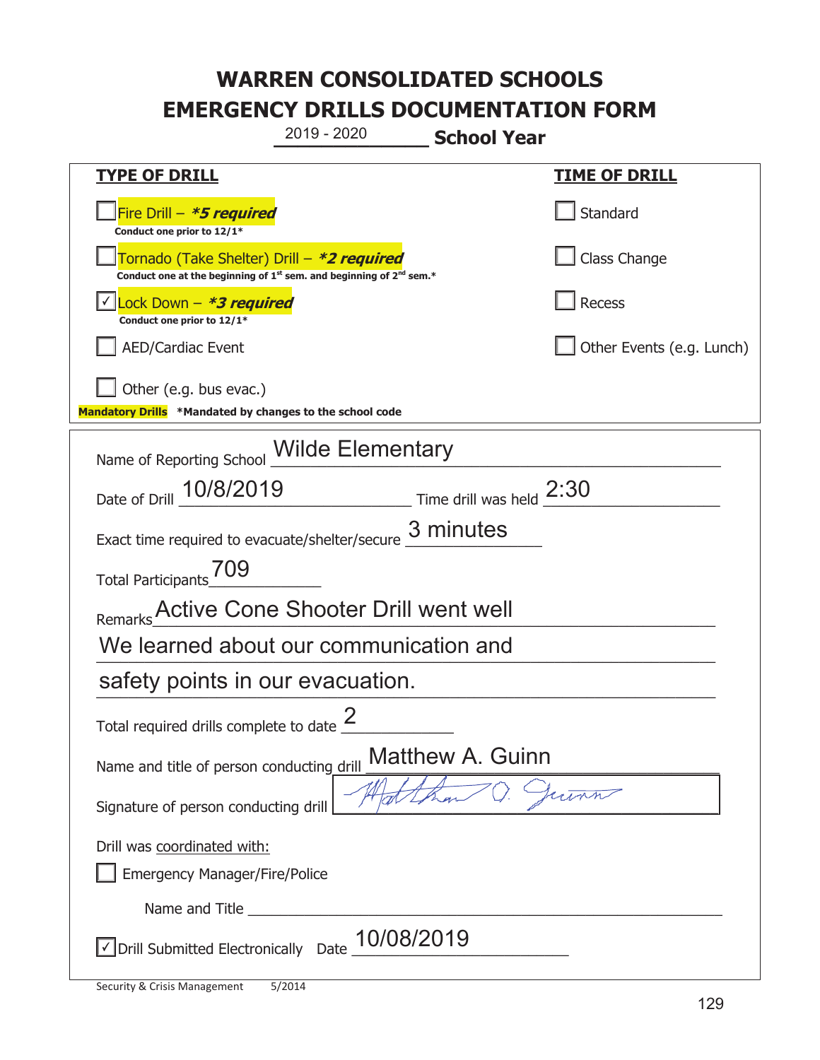# WARREN CONSOLIDATED SCHOOLS
# EMERGENCY DRILLS DOCUMENTATION FORM

2019 - 2020 **School Year**

| **TYPE OF DRILL** | **TIME OF DRILL** |
|---|---|
| ☐ Fire Drill – ***5 required*** <br> **Conduct one prior to 12/1*** | ☐ Standard |
| ☐ Tornado (Take Shelter) Drill – ***2 required*** <br> **Conduct one at the beginning of 1st sem. and beginning of 2nd sem.*** | ☐ Class Change |
| ☑ Lock Down – ***3 required*** <br> **Conduct one prior to 12/1*** | ☐ Recess |
| ☐ AED/Cardiac Event | ☐ Other Events (e.g. Lunch) |
| ☐ Other (e.g. bus evac.) | |

**Mandatory Drills** ***Mandated by changes to the school code**

Name of Reporting School: Wilde Elementary

Date of Drill: 10/8/2019 Time drill was held: 2:30

Exact time required to evacuate/shelter/secure: 3 minutes

Total Participants: 709

Remarks: Active Cone Shooter Drill went well
We learned about our communication and
safety points in our evacuation.

Total required drills complete to date: 2

Name and title of person conducting drill: Matthew A. Guinn

Signature of person conducting drill: Matthew A. Guinn

Drill was coordinated with:

☐ Emergency Manager/Fire/Police

Name and Title ______________________

☑ Drill Submitted Electronically Date: 10/08/2019

Security & Crisis Management 5/2014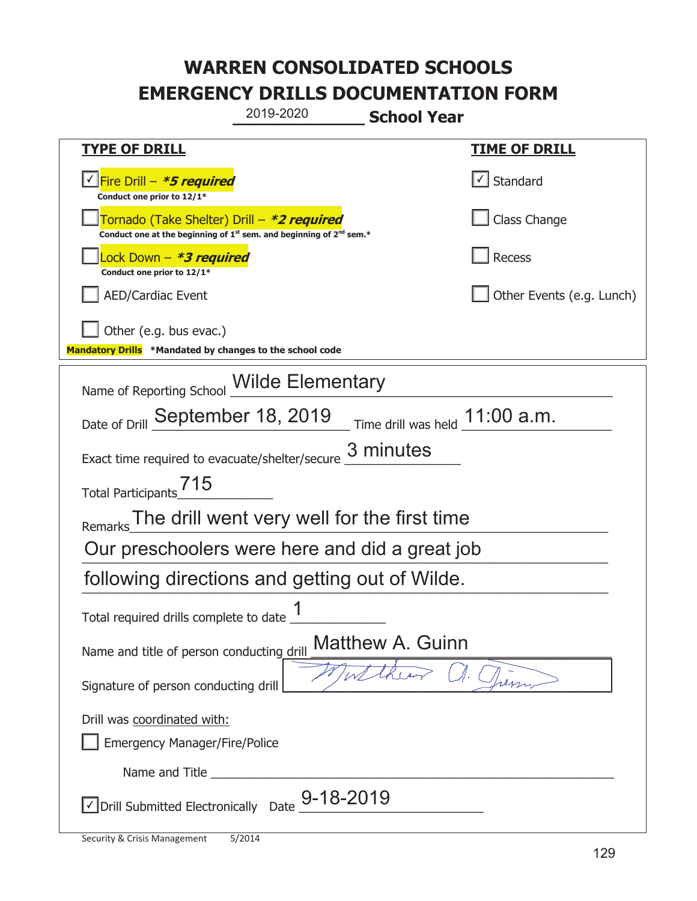# WARREN CONSOLIDATED SCHOOLS
# EMERGENCY DRILLS DOCUMENTATION FORM

2019-2020 **School Year**

| **TYPE OF DRILL** | **TIME OF DRILL** |
|---|---|
| ☑ Fire Drill – ***5 required*** <br> **Conduct one prior to 12/1*** | ☑ Standard |
| ☐ Tornado (Take Shelter) Drill – ***2 required*** <br> **Conduct one at the beginning of 1st sem. and beginning of 2nd sem.*** | ☐ Class Change |
| ☐ Lock Down – ***3 required*** <br> **Conduct one prior to 12/1*** | ☐ Recess |
| ☐ AED/Cardiac Event | ☐ Other Events (e.g. Lunch) |
| ☐ Other (e.g. bus evac.) | |

**Mandatory Drills** **\*Mandated by changes to the school code**

Name of Reporting School: Wilde Elementary

Date of Drill: September 18, 2019 Time drill was held: 11:00 a.m.

Exact time required to evacuate/shelter/secure: 3 minutes

Total Participants: 715

Remarks: The drill went very well for the first time Our preschoolers were here and did a great job following directions and getting out of Wilde.

Total required drills complete to date: 1

Name and title of person conducting drill: Matthew A. Guinn

Signature of person conducting drill: [signature]

Drill was coordinated with:

☐ Emergency Manager/Fire/Police

Name and Title: ______________________

☑ Drill Submitted Electronically Date: 9-18-2019

Security & Crisis Management 5/2014